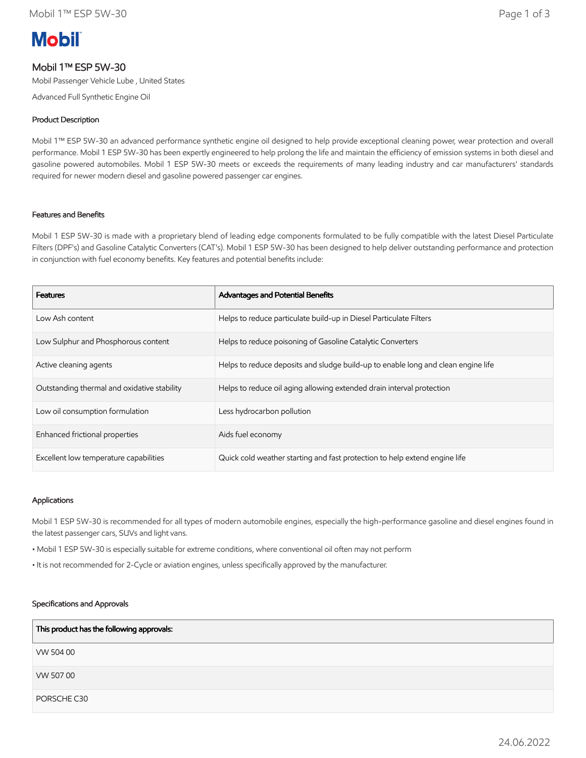# Mobil

## Mobil 1™ ESP 5W-30

Mobil Passenger Vehicle Lube , United States

Advanced Full Synthetic Engine Oil

### Product Description

Mobil 1™ ESP 5W-30 an advanced performance synthetic engine oil designed to help provide exceptional cleaning power, wear protection and overall performance. Mobil 1 ESP 5W-30 has been expertly engineered to help prolong the life and maintain the efficiency of emission systems in both diesel and gasoline powered automobiles. Mobil 1 ESP 5W-30 meets or exceeds the requirements of many leading industry and car manufacturers' standards required for newer modern diesel and gasoline powered passenger car engines.

### Features and Benefits

Mobil 1 ESP 5W-30 is made with a proprietary blend of leading edge components formulated to be fully compatible with the latest Diesel Particulate Filters (DPF's) and Gasoline Catalytic Converters (CAT's). Mobil 1 ESP 5W-30 has been designed to help deliver outstanding performance and protection in conjunction with fuel economy benefits. Key features and potential benefits include:

| Features | Advantages and Potential Benefits |
|---|---|
| Low Ash content | Helps to reduce particulate build-up in Diesel Particulate Filters |
| Low Sulphur and Phosphorous content | Helps to reduce poisoning of Gasoline Catalytic Converters |
| Active cleaning agents | Helps to reduce deposits and sludge build-up to enable long and clean engine life |
| Outstanding thermal and oxidative stability | Helps to reduce oil aging allowing extended drain interval protection |
| Low oil consumption formulation | Less hydrocarbon pollution |
| Enhanced frictional properties | Aids fuel economy |
| Excellent low temperature capabilities | Quick cold weather starting and fast protection to help extend engine life |

### Applications

Mobil 1 ESP 5W-30 is recommended for all types of modern automobile engines, especially the high-performance gasoline and diesel engines found in the latest passenger cars, SUVs and light vans.

- Mobil 1 ESP 5W-30 is especially suitable for extreme conditions, where conventional oil often may not perform
- It is not recommended for 2-Cycle or aviation engines, unless specifically approved by the manufacturer.

### Specifications and Approvals

| This product has the following approvals: |
|---|
| VW 504 00 |
| VW 507 00 |
| PORSCHE C30 |

24.06.2022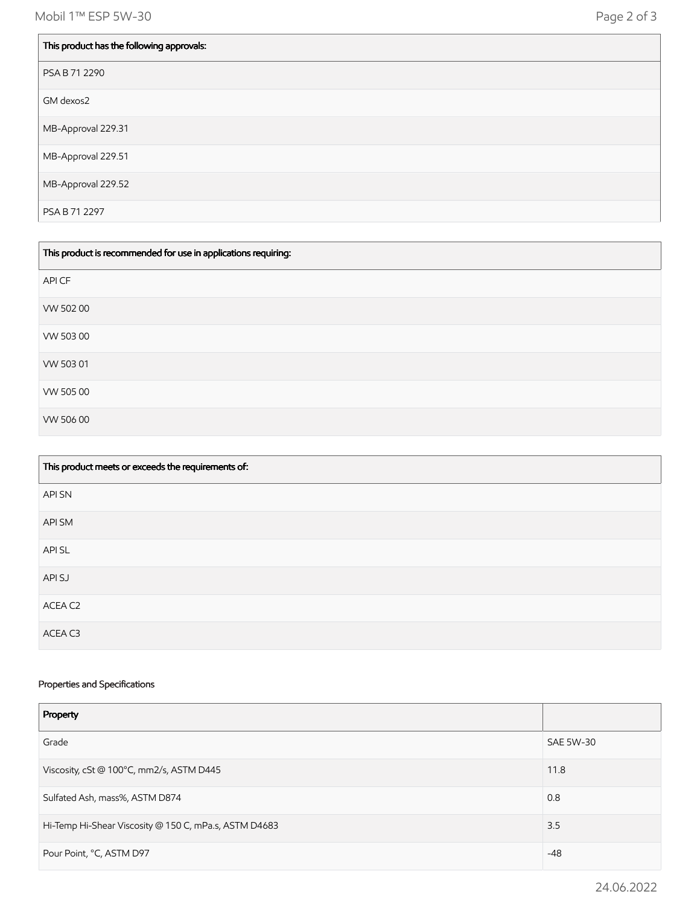| This product has the following approvals: |
| --- |
| PSA B 71 2290 |
| GM dexos2 |
| MB-Approval 229.31 |
| MB-Approval 229.51 |
| MB-Approval 229.52 |
| PSA B 71 2297 |

| This product is recommended for use in applications requiring: |
| --- |
| API CF |
| VW 502 00 |
| VW 503 00 |
| VW 503 01 |
| VW 505 00 |
| VW 506 00 |

| This product meets or exceeds the requirements of: |
| --- |
| API SN |
| API SM |
| API SL |
| API SJ |
| ACEA C2 |
| ACEA C3 |

Properties and Specifications

| Property | |
| --- | --- |
| Grade | SAE 5W-30 |
| Viscosity, cSt @ 100°C, mm2/s, ASTM D445 | 11.8 |
| Sulfated Ash, mass%, ASTM D874 | 0.8 |
| Hi-Temp Hi-Shear Viscosity @ 150 C, mPa.s, ASTM D4683 | 3.5 |
| Pour Point, °C, ASTM D97 | -48 |

24.06.2022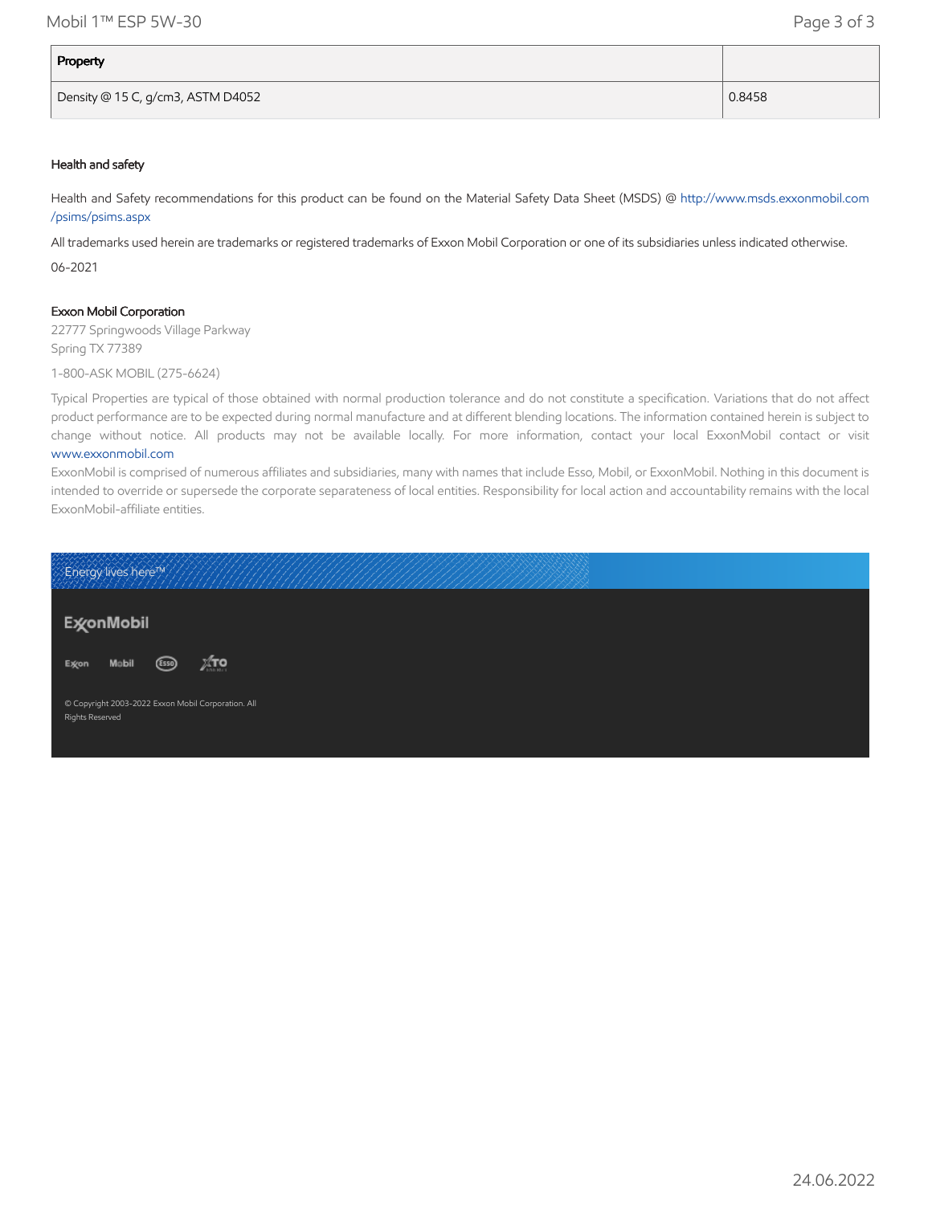| Property | |
|---|---|
| Density @ 15 C, g/cm3, ASTM D4052 | 0.8458 |

### Health and safety

Health and Safety recommendations for this product can be found on the Material Safety Data Sheet (MSDS) @ http://www.msds.exxonmobil.com/psims/psims.aspx

All trademarks used herein are trademarks or registered trademarks of Exxon Mobil Corporation or one of its subsidiaries unless indicated otherwise.

06-2021

**Exxon Mobil Corporation**

22777 Springwoods Village Parkway
Spring TX 77389

1-800-ASK MOBIL (275-6624)

Typical Properties are typical of those obtained with normal production tolerance and do not constitute a specification. Variations that do not affect product performance are to be expected during normal manufacture and at different blending locations. The information contained herein is subject to change without notice. All products may not be available locally. For more information, contact your local ExxonMobil contact or visit www.exxonmobil.com

ExxonMobil is comprised of numerous affiliates and subsidiaries, many with names that include Esso, Mobil, or ExxonMobil. Nothing in this document is intended to override or supersede the corporate separateness of local entities. Responsibility for local action and accountability remains with the local ExxonMobil-affiliate entities.

Energy lives here™

ExxonMobil

Exxon Mobil Esso XTO

© Copyright 2003-2022 Exxon Mobil Corporation. All Rights Reserved